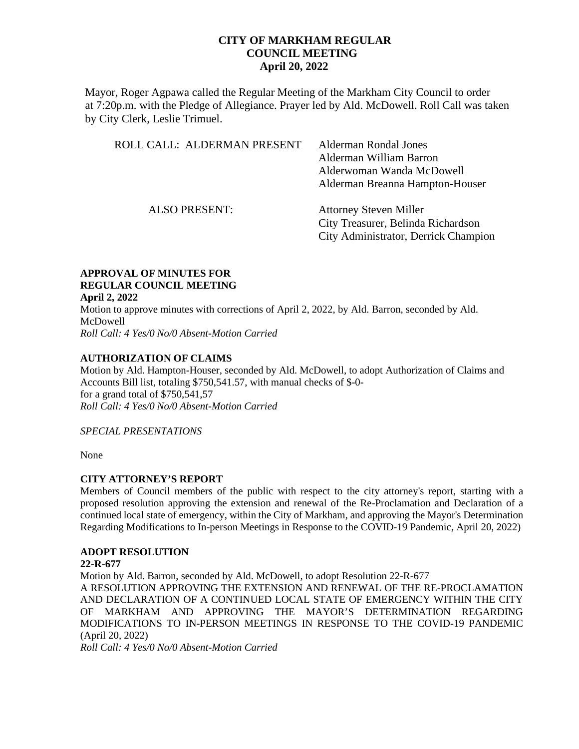# CITY OF MARKHAM REGULAR COUNCIL MEETING April 20, 2022

Mayor, Roger Agpawa called the Regular Meeting of the Markham City Council to order at 7:20p.m. with the Pledge of Allegiance. Prayer led by Ald. McDowell. Roll Call was taken by City Clerk, Leslie Trimuel.

| | |
|---|---|
| ROLL CALL: ALDERMAN PRESENT | Alderman Rondal Jones<br>Alderman William Barron<br>Alderwoman Wanda McDowell<br>Alderman Breanna Hampton-Houser |
| ALSO PRESENT: | Attorney Steven Miller<br>City Treasurer, Belinda Richardson<br>City Administrator, Derrick Champion |

**APPROVAL OF MINUTES FOR REGULAR COUNCIL MEETING**
**April 2, 2022**

Motion to approve minutes with corrections of April 2, 2022, by Ald. Barron, seconded by Ald. McDowell

*Roll Call: 4 Yes/0 No/0 Absent-Motion Carried*

**AUTHORIZATION OF CLAIMS**

Motion by Ald. Hampton-Houser, seconded by Ald. McDowell, to adopt Authorization of Claims and Accounts Bill list, totaling $750,541.57, with manual checks of $-0- for a grand total of $750,541,57

*Roll Call: 4 Yes/0 No/0 Absent-Motion Carried*

*SPECIAL PRESENTATIONS*

None

**CITY ATTORNEY'S REPORT**

Members of Council members of the public with respect to the city attorney's report, starting with a proposed resolution approving the extension and renewal of the Re-Proclamation and Declaration of a continued local state of emergency, within the City of Markham, and approving the Mayor's Determination Regarding Modifications to In-person Meetings in Response to the COVID-19 Pandemic, April 20, 2022)

**ADOPT RESOLUTION**
**22-R-677**

Motion by Ald. Barron, seconded by Ald. McDowell, to adopt Resolution 22-R-677

A RESOLUTION APPROVING THE EXTENSION AND RENEWAL OF THE RE-PROCLAMATION AND DECLARATION OF A CONTINUED LOCAL STATE OF EMERGENCY WITHIN THE CITY OF MARKHAM AND APPROVING THE MAYOR'S DETERMINATION REGARDING MODIFICATIONS TO IN-PERSON MEETINGS IN RESPONSE TO THE COVID-19 PANDEMIC (April 20, 2022)

*Roll Call: 4 Yes/0 No/0 Absent-Motion Carried*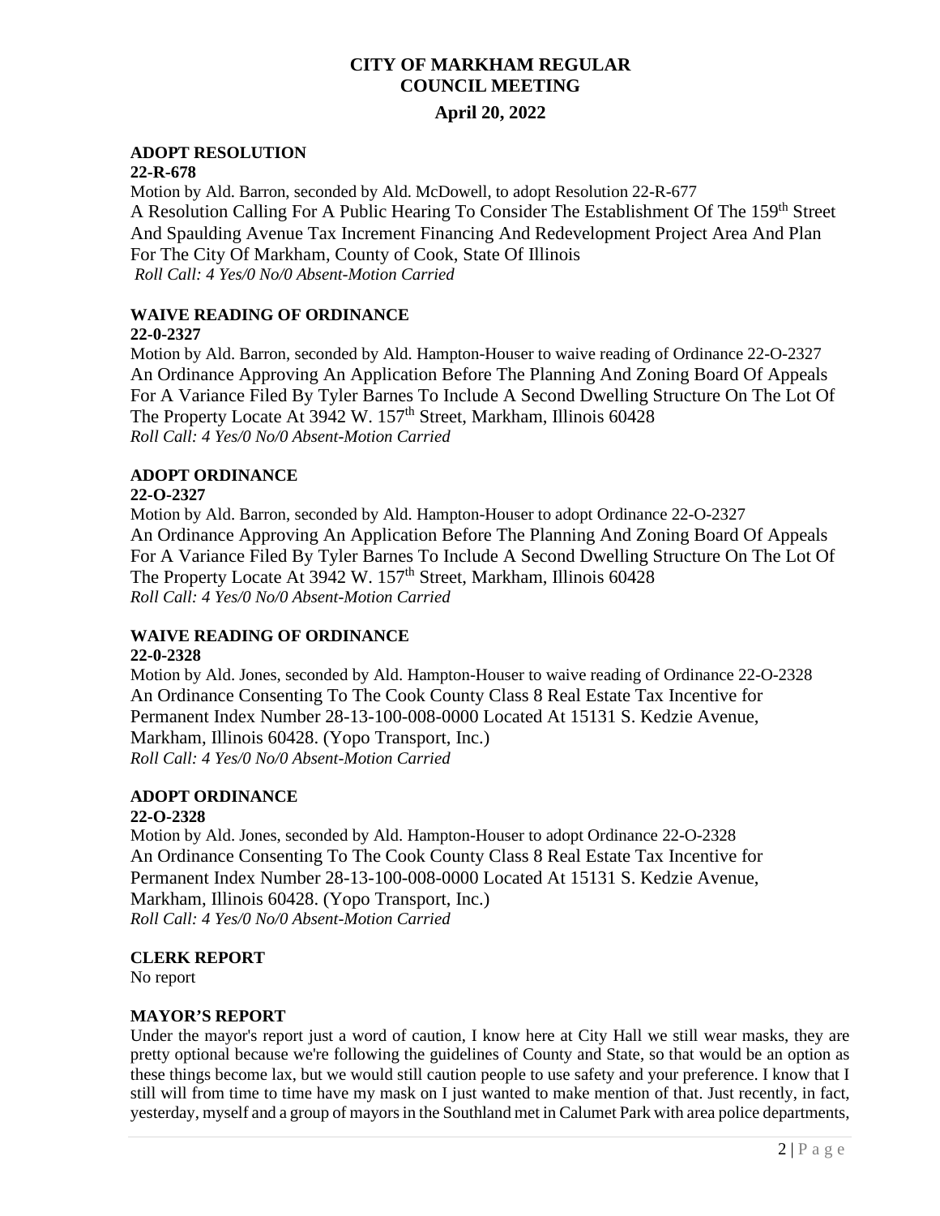# CITY OF MARKHAM REGULAR COUNCIL MEETING

## April 20, 2022

**ADOPT RESOLUTION**
**22-R-678**
Motion by Ald. Barron, seconded by Ald. McDowell, to adopt Resolution 22-R-677
A Resolution Calling For A Public Hearing To Consider The Establishment Of The 159th Street And Spaulding Avenue Tax Increment Financing And Redevelopment Project Area And Plan For The City Of Markham, County of Cook, State Of Illinois
*Roll Call: 4 Yes/0 No/0 Absent-Motion Carried*

**WAIVE READING OF ORDINANCE**
**22-0-2327**
Motion by Ald. Barron, seconded by Ald. Hampton-Houser to waive reading of Ordinance 22-O-2327
An Ordinance Approving An Application Before The Planning And Zoning Board Of Appeals For A Variance Filed By Tyler Barnes To Include A Second Dwelling Structure On The Lot Of The Property Locate At 3942 W. 157th Street, Markham, Illinois 60428
*Roll Call: 4 Yes/0 No/0 Absent-Motion Carried*

**ADOPT ORDINANCE**
**22-O-2327**
Motion by Ald. Barron, seconded by Ald. Hampton-Houser to adopt Ordinance 22-O-2327
An Ordinance Approving An Application Before The Planning And Zoning Board Of Appeals For A Variance Filed By Tyler Barnes To Include A Second Dwelling Structure On The Lot Of The Property Locate At 3942 W. 157th Street, Markham, Illinois 60428
*Roll Call: 4 Yes/0 No/0 Absent-Motion Carried*

**WAIVE READING OF ORDINANCE**
**22-0-2328**
Motion by Ald. Jones, seconded by Ald. Hampton-Houser to waive reading of Ordinance 22-O-2328
An Ordinance Consenting To The Cook County Class 8 Real Estate Tax Incentive for Permanent Index Number 28-13-100-008-0000 Located At 15131 S. Kedzie Avenue, Markham, Illinois 60428. (Yopo Transport, Inc.)
*Roll Call: 4 Yes/0 No/0 Absent-Motion Carried*

**ADOPT ORDINANCE**
**22-O-2328**
Motion by Ald. Jones, seconded by Ald. Hampton-Houser to adopt Ordinance 22-O-2328
An Ordinance Consenting To The Cook County Class 8 Real Estate Tax Incentive for Permanent Index Number 28-13-100-008-0000 Located At 15131 S. Kedzie Avenue, Markham, Illinois 60428. (Yopo Transport, Inc.)
*Roll Call: 4 Yes/0 No/0 Absent-Motion Carried*

**CLERK REPORT**
No report

**MAYOR'S REPORT**
Under the mayor's report just a word of caution, I know here at City Hall we still wear masks, they are pretty optional because we're following the guidelines of County and State, so that would be an option as these things become lax, but we would still caution people to use safety and your preference. I know that I still will from time to time have my mask on I just wanted to make mention of that. Just recently, in fact, yesterday, myself and a group of mayors in the Southland met in Calumet Park with area police departments,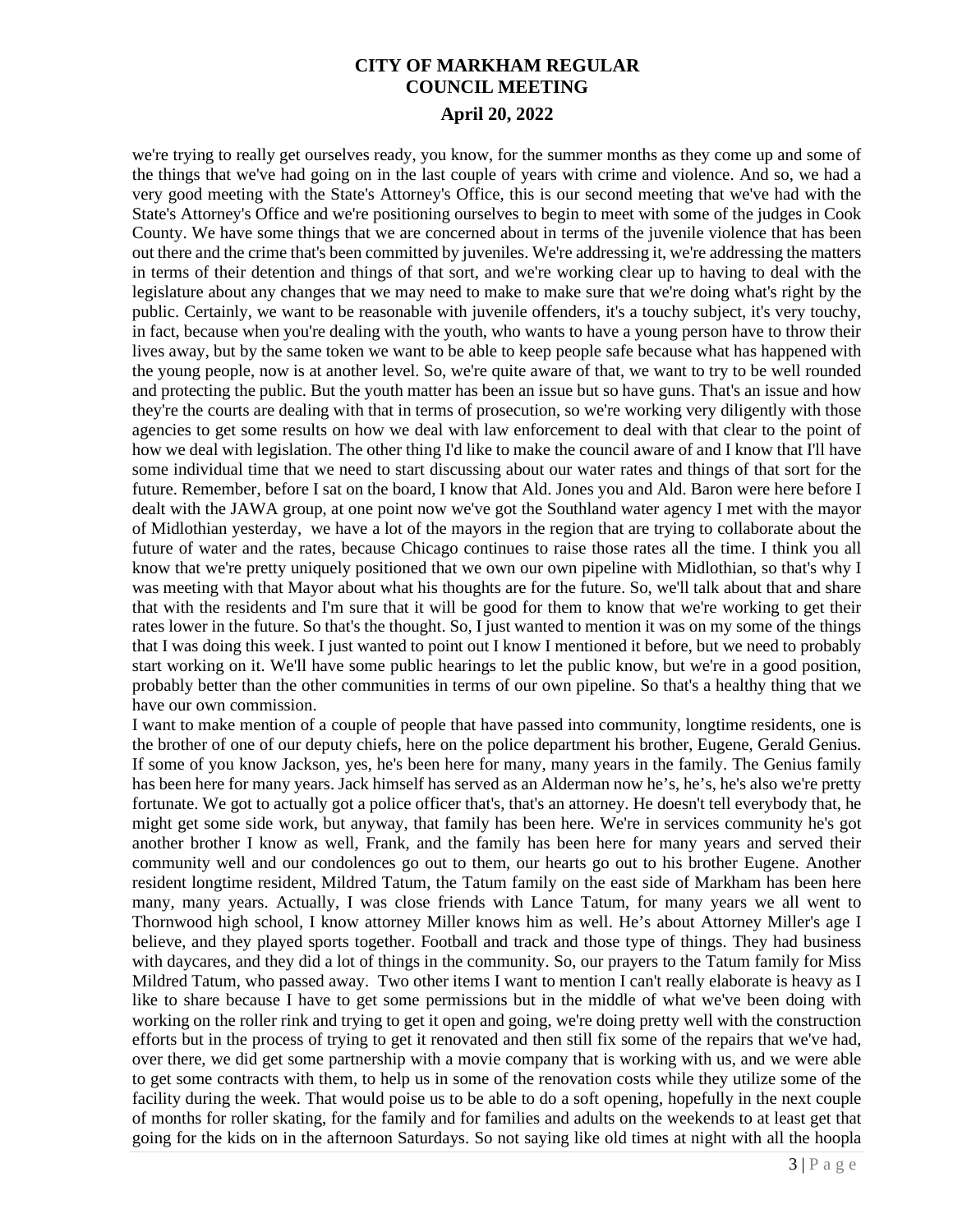we're trying to really get ourselves ready, you know, for the summer months as they come up and some of the things that we've had going on in the last couple of years with crime and violence. And so, we had a very good meeting with the State's Attorney's Office, this is our second meeting that we've had with the State's Attorney's Office and we're positioning ourselves to begin to meet with some of the judges in Cook County. We have some things that we are concerned about in terms of the juvenile violence that has been out there and the crime that's been committed by juveniles. We're addressing it, we're addressing the matters in terms of their detention and things of that sort, and we're working clear up to having to deal with the legislature about any changes that we may need to make to make sure that we're doing what's right by the public. Certainly, we want to be reasonable with juvenile offenders, it's a touchy subject, it's very touchy, in fact, because when you're dealing with the youth, who wants to have a young person have to throw their lives away, but by the same token we want to be able to keep people safe because what has happened with the young people, now is at another level. So, we're quite aware of that, we want to try to be well rounded and protecting the public. But the youth matter has been an issue but so have guns. That's an issue and how they're the courts are dealing with that in terms of prosecution, so we're working very diligently with those agencies to get some results on how we deal with law enforcement to deal with that clear to the point of how we deal with legislation. The other thing I'd like to make the council aware of and I know that I'll have some individual time that we need to start discussing about our water rates and things of that sort for the future. Remember, before I sat on the board, I know that Ald. Jones you and Ald. Baron were here before I dealt with the JAWA group, at one point now we've got the Southland water agency I met with the mayor of Midlothian yesterday, we have a lot of the mayors in the region that are trying to collaborate about the future of water and the rates, because Chicago continues to raise those rates all the time. I think you all know that we're pretty uniquely positioned that we own our own pipeline with Midlothian, so that's why I was meeting with that Mayor about what his thoughts are for the future. So, we'll talk about that and share that with the residents and I'm sure that it will be good for them to know that we're working to get their rates lower in the future. So that's the thought. So, I just wanted to mention it was on my some of the things that I was doing this week. I just wanted to point out I know I mentioned it before, but we need to probably start working on it. We'll have some public hearings to let the public know, but we're in a good position, probably better than the other communities in terms of our own pipeline. So that's a healthy thing that we have our own commission.

I want to make mention of a couple of people that have passed into community, longtime residents, one is the brother of one of our deputy chiefs, here on the police department his brother, Eugene, Gerald Genius. If some of you know Jackson, yes, he's been here for many, many years in the family. The Genius family has been here for many years. Jack himself has served as an Alderman now he's, he's, he's also we're pretty fortunate. We got to actually got a police officer that's, that's an attorney. He doesn't tell everybody that, he might get some side work, but anyway, that family has been here. We're in services community he's got another brother I know as well, Frank, and the family has been here for many years and served their community well and our condolences go out to them, our hearts go out to his brother Eugene. Another resident longtime resident, Mildred Tatum, the Tatum family on the east side of Markham has been here many, many years. Actually, I was close friends with Lance Tatum, for many years we all went to Thornwood high school, I know attorney Miller knows him as well. He's about Attorney Miller's age I believe, and they played sports together. Football and track and those type of things. They had business with daycares, and they did a lot of things in the community. So, our prayers to the Tatum family for Miss Mildred Tatum, who passed away. Two other items I want to mention I can't really elaborate is heavy as I like to share because I have to get some permissions but in the middle of what we've been doing with working on the roller rink and trying to get it open and going, we're doing pretty well with the construction efforts but in the process of trying to get it renovated and then still fix some of the repairs that we've had, over there, we did get some partnership with a movie company that is working with us, and we were able to get some contracts with them, to help us in some of the renovation costs while they utilize some of the facility during the week. That would poise us to be able to do a soft opening, hopefully in the next couple of months for roller skating, for the family and for families and adults on the weekends to at least get that going for the kids on in the afternoon Saturdays. So not saying like old times at night with all the hoopla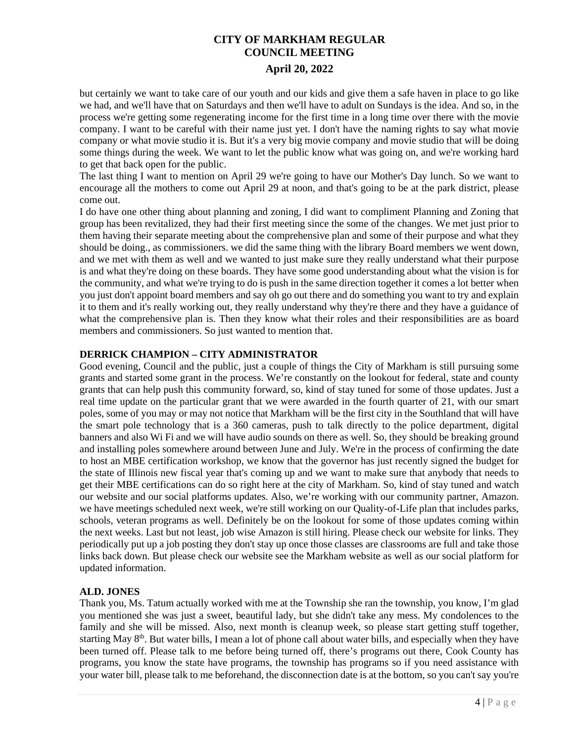but certainly we want to take care of our youth and our kids and give them a safe haven in place to go like we had, and we'll have that on Saturdays and then we'll have to adult on Sundays is the idea. And so, in the process we're getting some regenerating income for the first time in a long time over there with the movie company. I want to be careful with their name just yet. I don't have the naming rights to say what movie company or what movie studio it is. But it's a very big movie company and movie studio that will be doing some things during the week. We want to let the public know what was going on, and we're working hard to get that back open for the public.

The last thing I want to mention on April 29 we're going to have our Mother's Day lunch. So we want to encourage all the mothers to come out April 29 at noon, and that's going to be at the park district, please come out.

I do have one other thing about planning and zoning, I did want to compliment Planning and Zoning that group has been revitalized, they had their first meeting since the some of the changes. We met just prior to them having their separate meeting about the comprehensive plan and some of their purpose and what they should be doing., as commissioners. we did the same thing with the library Board members we went down, and we met with them as well and we wanted to just make sure they really understand what their purpose is and what they're doing on these boards. They have some good understanding about what the vision is for the community, and what we're trying to do is push in the same direction together it comes a lot better when you just don't appoint board members and say oh go out there and do something you want to try and explain it to them and it's really working out, they really understand why they're there and they have a guidance of what the comprehensive plan is. Then they know what their roles and their responsibilities are as board members and commissioners. So just wanted to mention that.

**DERRICK CHAMPION – CITY ADMINISTRATOR**

Good evening, Council and the public, just a couple of things the City of Markham is still pursuing some grants and started some grant in the process. We're constantly on the lookout for federal, state and county grants that can help push this community forward, so, kind of stay tuned for some of those updates. Just a real time update on the particular grant that we were awarded in the fourth quarter of 21, with our smart poles, some of you may or may not notice that Markham will be the first city in the Southland that will have the smart pole technology that is a 360 cameras, push to talk directly to the police department, digital banners and also Wi Fi and we will have audio sounds on there as well. So, they should be breaking ground and installing poles somewhere around between June and July. We're in the process of confirming the date to host an MBE certification workshop, we know that the governor has just recently signed the budget for the state of Illinois new fiscal year that's coming up and we want to make sure that anybody that needs to get their MBE certifications can do so right here at the city of Markham. So, kind of stay tuned and watch our website and our social platforms updates. Also, we're working with our community partner, Amazon. we have meetings scheduled next week, we're still working on our Quality-of-Life plan that includes parks, schools, veteran programs as well. Definitely be on the lookout for some of those updates coming within the next weeks. Last but not least, job wise Amazon is still hiring. Please check our website for links. They periodically put up a job posting they don't stay up once those classes are classrooms are full and take those links back down. But please check our website see the Markham website as well as our social platform for updated information.

**ALD. JONES**

Thank you, Ms. Tatum actually worked with me at the Township she ran the township, you know, I'm glad you mentioned she was just a sweet, beautiful lady, but she didn't take any mess. My condolences to the family and she will be missed. Also, next month is cleanup week, so please start getting stuff together, starting May 8th. But water bills, I mean a lot of phone call about water bills, and especially when they have been turned off. Please talk to me before being turned off, there's programs out there, Cook County has programs, you know the state have programs, the township has programs so if you need assistance with your water bill, please talk to me beforehand, the disconnection date is at the bottom, so you can't say you're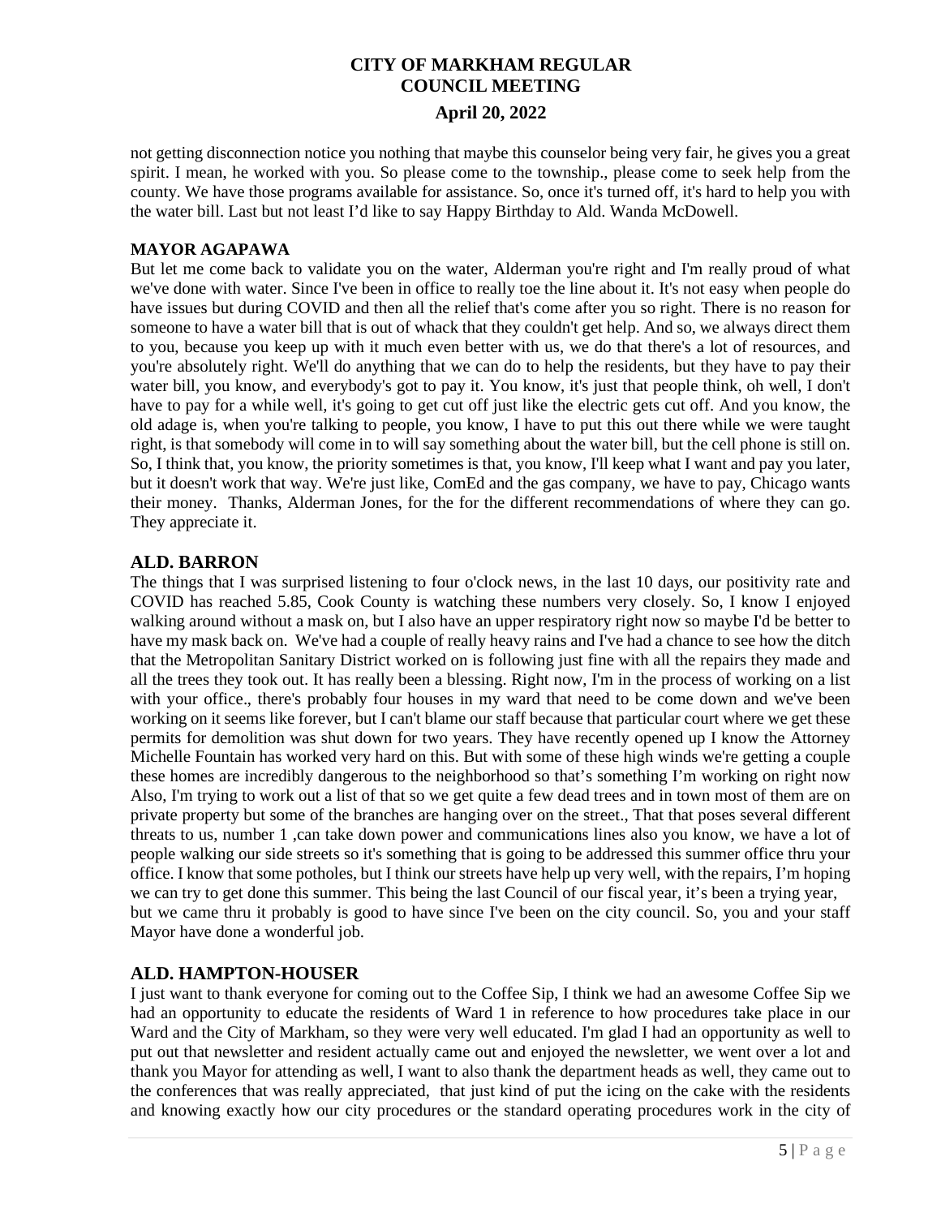not getting disconnection notice you nothing that maybe this counselor being very fair, he gives you a great spirit. I mean, he worked with you. So please come to the township., please come to seek help from the county. We have those programs available for assistance. So, once it's turned off, it's hard to help you with the water bill. Last but not least I'd like to say Happy Birthday to Ald. Wanda McDowell.

### MAYOR AGAPAWA

But let me come back to validate you on the water, Alderman you're right and I'm really proud of what we've done with water. Since I've been in office to really toe the line about it. It's not easy when people do have issues but during COVID and then all the relief that's come after you so right. There is no reason for someone to have a water bill that is out of whack that they couldn't get help. And so, we always direct them to you, because you keep up with it much even better with us, we do that there's a lot of resources, and you're absolutely right. We'll do anything that we can do to help the residents, but they have to pay their water bill, you know, and everybody's got to pay it. You know, it's just that people think, oh well, I don't have to pay for a while well, it's going to get cut off just like the electric gets cut off. And you know, the old adage is, when you're talking to people, you know, I have to put this out there while we were taught right, is that somebody will come in to will say something about the water bill, but the cell phone is still on. So, I think that, you know, the priority sometimes is that, you know, I'll keep what I want and pay you later, but it doesn't work that way. We're just like, ComEd and the gas company, we have to pay, Chicago wants their money. Thanks, Alderman Jones, for the for the different recommendations of where they can go. They appreciate it.

### ALD. BARRON

The things that I was surprised listening to four o'clock news, in the last 10 days, our positivity rate and COVID has reached 5.85, Cook County is watching these numbers very closely. So, I know I enjoyed walking around without a mask on, but I also have an upper respiratory right now so maybe I'd be better to have my mask back on. We've had a couple of really heavy rains and I've had a chance to see how the ditch that the Metropolitan Sanitary District worked on is following just fine with all the repairs they made and all the trees they took out. It has really been a blessing. Right now, I'm in the process of working on a list with your office., there's probably four houses in my ward that need to be come down and we've been working on it seems like forever, but I can't blame our staff because that particular court where we get these permits for demolition was shut down for two years. They have recently opened up I know the Attorney Michelle Fountain has worked very hard on this. But with some of these high winds we're getting a couple these homes are incredibly dangerous to the neighborhood so that's something I'm working on right now Also, I'm trying to work out a list of that so we get quite a few dead trees and in town most of them are on private property but some of the branches are hanging over on the street., That that poses several different threats to us, number 1 ,can take down power and communications lines also you know, we have a lot of people walking our side streets so it's something that is going to be addressed this summer office thru your office. I know that some potholes, but I think our streets have help up very well, with the repairs, I'm hoping we can try to get done this summer. This being the last Council of our fiscal year, it's been a trying year, but we came thru it probably is good to have since I've been on the city council. So, you and your staff Mayor have done a wonderful job.

### ALD. HAMPTON-HOUSER

I just want to thank everyone for coming out to the Coffee Sip, I think we had an awesome Coffee Sip we had an opportunity to educate the residents of Ward 1 in reference to how procedures take place in our Ward and the City of Markham, so they were very well educated. I'm glad I had an opportunity as well to put out that newsletter and resident actually came out and enjoyed the newsletter, we went over a lot and thank you Mayor for attending as well, I want to also thank the department heads as well, they came out to the conferences that was really appreciated, that just kind of put the icing on the cake with the residents and knowing exactly how our city procedures or the standard operating procedures work in the city of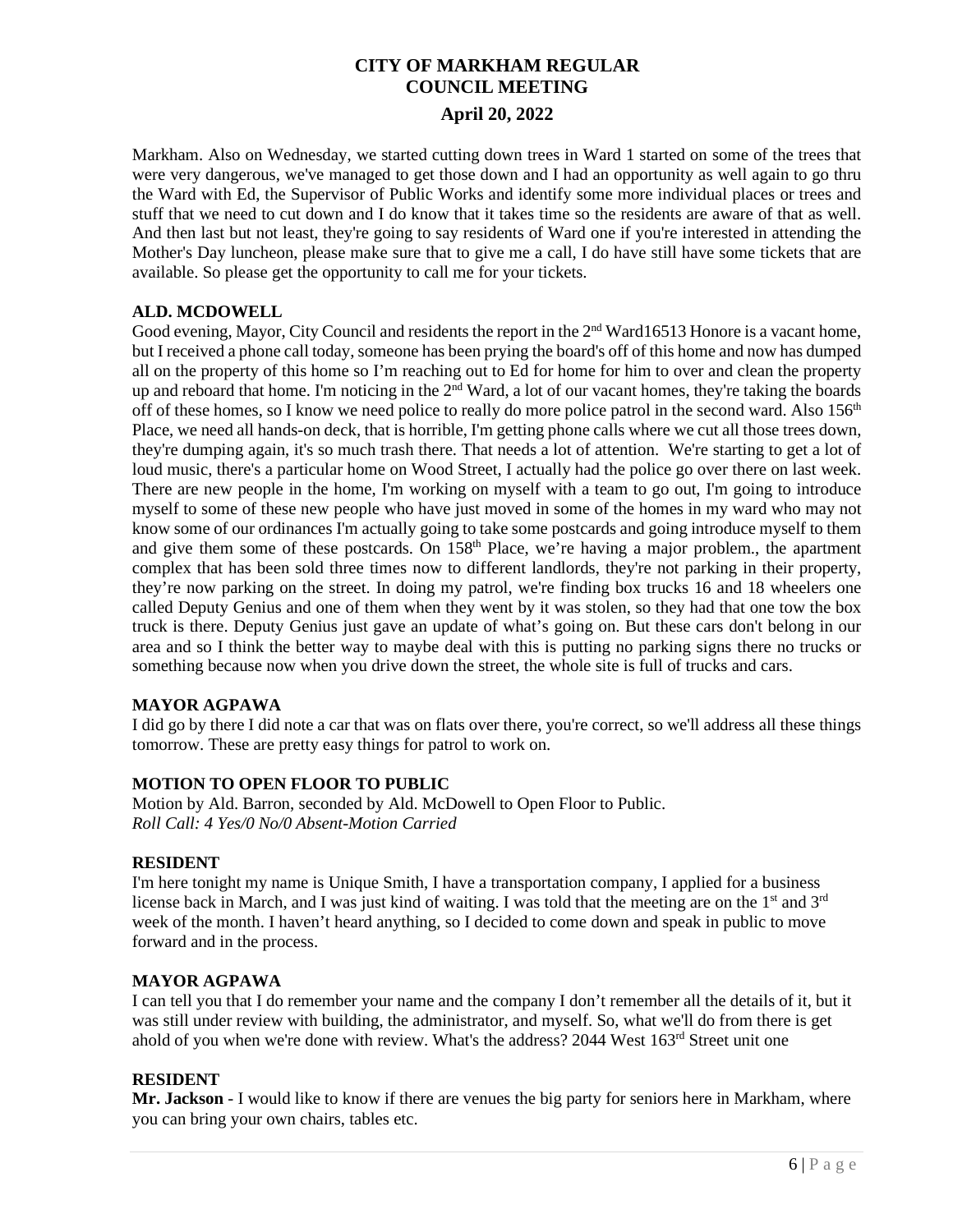Markham. Also on Wednesday, we started cutting down trees in Ward 1 started on some of the trees that were very dangerous, we've managed to get those down and I had an opportunity as well again to go thru the Ward with Ed, the Supervisor of Public Works and identify some more individual places or trees and stuff that we need to cut down and I do know that it takes time so the residents are aware of that as well. And then last but not least, they're going to say residents of Ward one if you're interested in attending the Mother's Day luncheon, please make sure that to give me a call, I do have still have some tickets that are available. So please get the opportunity to call me for your tickets.

**ALD. MCDOWELL**

Good evening, Mayor, City Council and residents the report in the 2nd Ward16513 Honore is a vacant home, but I received a phone call today, someone has been prying the board's off of this home and now has dumped all on the property of this home so I'm reaching out to Ed for home for him to over and clean the property up and reboard that home. I'm noticing in the 2nd Ward, a lot of our vacant homes, they're taking the boards off of these homes, so I know we need police to really do more police patrol in the second ward. Also 156th Place, we need all hands-on deck, that is horrible, I'm getting phone calls where we cut all those trees down, they're dumping again, it's so much trash there. That needs a lot of attention. We're starting to get a lot of loud music, there's a particular home on Wood Street, I actually had the police go over there on last week. There are new people in the home, I'm working on myself with a team to go out, I'm going to introduce myself to some of these new people who have just moved in some of the homes in my ward who may not know some of our ordinances I'm actually going to take some postcards and going introduce myself to them and give them some of these postcards. On 158th Place, we're having a major problem., the apartment complex that has been sold three times now to different landlords, they're not parking in their property, they're now parking on the street. In doing my patrol, we're finding box trucks 16 and 18 wheelers one called Deputy Genius and one of them when they went by it was stolen, so they had that one tow the box truck is there. Deputy Genius just gave an update of what's going on. But these cars don't belong in our area and so I think the better way to maybe deal with this is putting no parking signs there no trucks or something because now when you drive down the street, the whole site is full of trucks and cars.

**MAYOR AGPAWA**

I did go by there I did note a car that was on flats over there, you're correct, so we'll address all these things tomorrow. These are pretty easy things for patrol to work on.

**MOTION TO OPEN FLOOR TO PUBLIC**

Motion by Ald. Barron, seconded by Ald. McDowell to Open Floor to Public.
*Roll Call: 4 Yes/0 No/0 Absent-Motion Carried*

**RESIDENT**

I'm here tonight my name is Unique Smith, I have a transportation company, I applied for a business license back in March, and I was just kind of waiting. I was told that the meeting are on the 1st and 3rd week of the month. I haven't heard anything, so I decided to come down and speak in public to move forward and in the process.

**MAYOR AGPAWA**

I can tell you that I do remember your name and the company I don't remember all the details of it, but it was still under review with building, the administrator, and myself. So, what we'll do from there is get ahold of you when we're done with review. What's the address? 2044 West 163rd Street unit one

**RESIDENT**

**Mr. Jackson** - I would like to know if there are venues the big party for seniors here in Markham, where you can bring your own chairs, tables etc.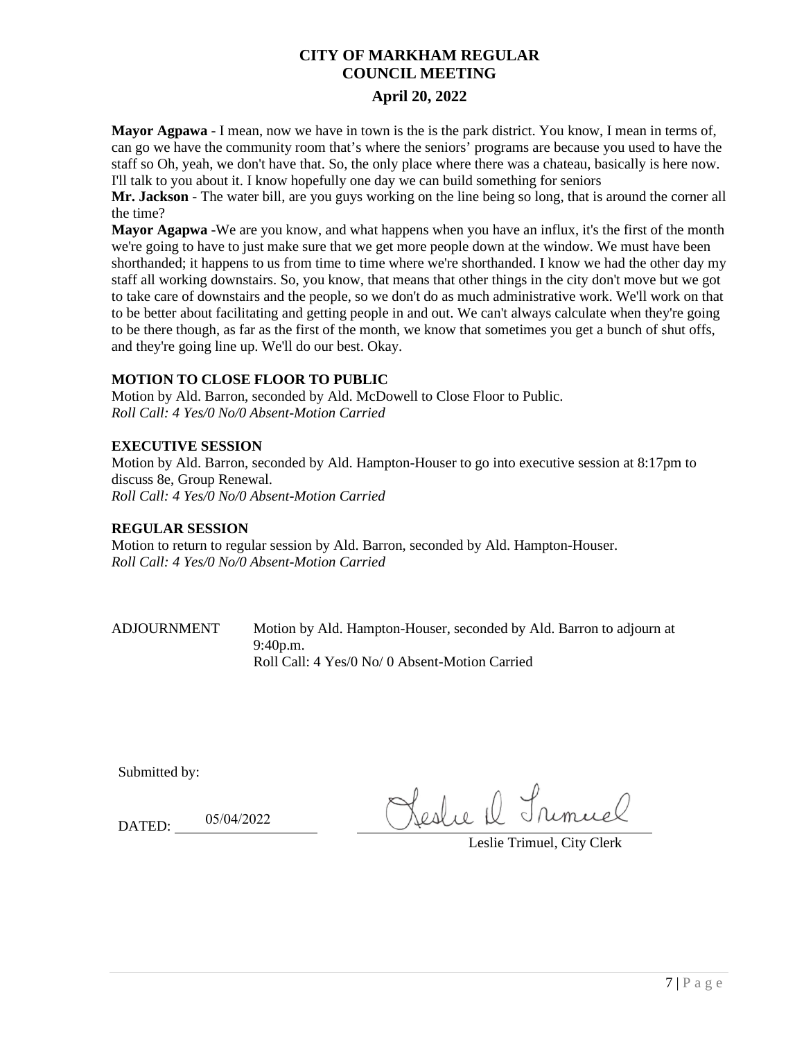# CITY OF MARKHAM REGULAR COUNCIL MEETING

## April 20, 2022

**Mayor Agpawa** - I mean, now we have in town is the is the park district. You know, I mean in terms of, can go we have the community room that's where the seniors' programs are because you used to have the staff so Oh, yeah, we don't have that. So, the only place where there was a chateau, basically is here now. I'll talk to you about it. I know hopefully one day we can build something for seniors

**Mr. Jackson** - The water bill, are you guys working on the line being so long, that is around the corner all the time?

**Mayor Agapwa** -We are you know, and what happens when you have an influx, it's the first of the month we're going to have to just make sure that we get more people down at the window. We must have been shorthanded; it happens to us from time to time where we're shorthanded. I know we had the other day my staff all working downstairs. So, you know, that means that other things in the city don't move but we got to take care of downstairs and the people, so we don't do as much administrative work. We'll work on that to be better about facilitating and getting people in and out. We can't always calculate when they're going to be there though, as far as the first of the month, we know that sometimes you get a bunch of shut offs, and they're going line up. We'll do our best. Okay.

**MOTION TO CLOSE FLOOR TO PUBLIC**
Motion by Ald. Barron, seconded by Ald. McDowell to Close Floor to Public.
*Roll Call: 4 Yes/0 No/0 Absent-Motion Carried*

**EXECUTIVE SESSION**
Motion by Ald. Barron, seconded by Ald. Hampton-Houser to go into executive session at 8:17pm to discuss 8e, Group Renewal.
*Roll Call: 4 Yes/0 No/0 Absent-Motion Carried*

**REGULAR SESSION**
Motion to return to regular session by Ald. Barron, seconded by Ald. Hampton-Houser.
*Roll Call: 4 Yes/0 No/0 Absent-Motion Carried*

ADJOURNMENT Motion by Ald. Hampton-Houser, seconded by Ald. Barron to adjourn at 9:40p.m.
Roll Call: 4 Yes/0 No/ 0 Absent-Motion Carried

Submitted by:

DATED: 05/04/2022

Leslie Trimuel, City Clerk